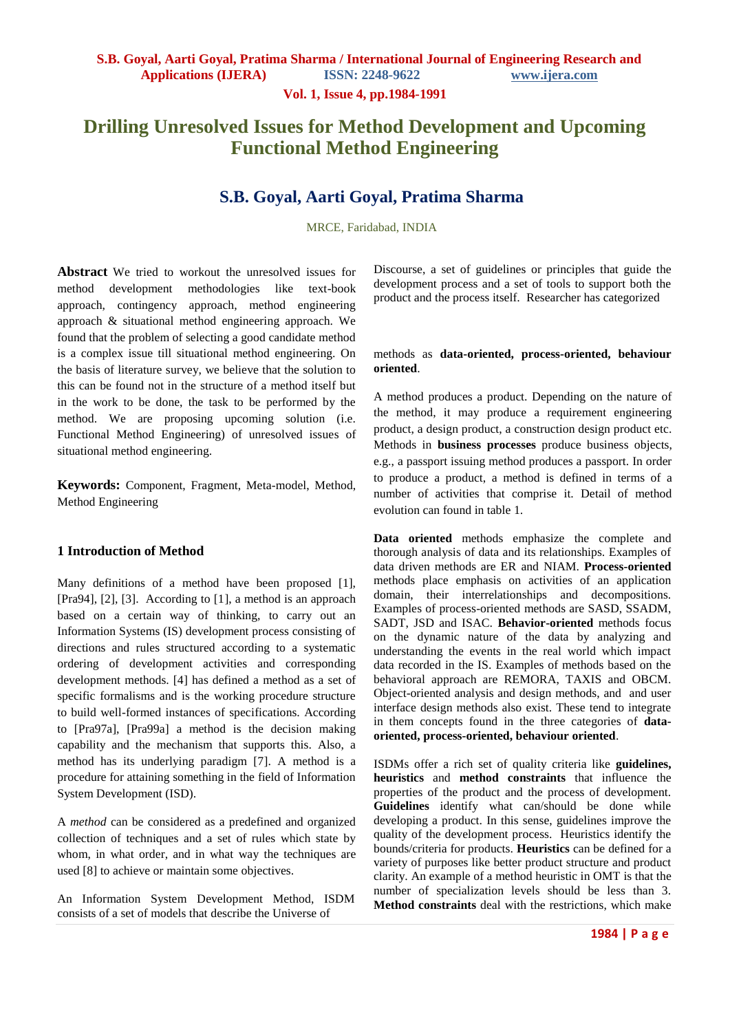# Drilling Unresolved Issues for Method Development and Upcoming Functional Method Engineering

## S.B. Goyal, Aarti Goyal, Pratima Sharma

MRCE, Faridabad, INDIA

**Abstract** We tried to workout the unresolved issues for method development methodologies like text-book approach, contingency approach, method engineering approach & situational method engineering approach. We found that the problem of selecting a good candidate method is a complex issue till situational method engineering. On the basis of literature survey, we believe that the solution to this can be found not in the structure of a method itself but in the work to be done, the task to be performed by the method. We are proposing upcoming solution (i.e. Functional Method Engineering) of unresolved issues of situational method engineering.

**Keywords:** Component, Fragment, Meta-model, Method, Method Engineering

### 1 Introduction of Method

Many definitions of a method have been proposed [1], [Pra94], [2], [3]. According to [1], a method is an approach based on a certain way of thinking, to carry out an Information Systems (IS) development process consisting of directions and rules structured according to a systematic ordering of development activities and corresponding development methods. [4] has defined a method as a set of specific formalisms and is the working procedure structure to build well-formed instances of specifications. According to [Pra97a], [Pra99a] a method is the decision making capability and the mechanism that supports this. Also, a method has its underlying paradigm [7]. A method is a procedure for attaining something in the field of Information System Development (ISD).

A *method* can be considered as a predefined and organized collection of techniques and a set of rules which state by whom, in what order, and in what way the techniques are used [8] to achieve or maintain some objectives.

An Information System Development Method, ISDM consists of a set of models that describe the Universe of Discourse, a set of guidelines or principles that guide the development process and a set of tools to support both the product and the process itself. Researcher has categorized

methods as **data-oriented, process-oriented, behaviour oriented**.

A method produces a product. Depending on the nature of the method, it may produce a requirement engineering product, a design product, a construction design product etc. Methods in **business processes** produce business objects, e.g., a passport issuing method produces a passport. In order to produce a product, a method is defined in terms of a number of activities that comprise it. Detail of method evolution can found in table 1.

**Data oriented** methods emphasize the complete and thorough analysis of data and its relationships. Examples of data driven methods are ER and NIAM. **Process-oriented** methods place emphasis on activities of an application domain, their interrelationships and decompositions. Examples of process-oriented methods are SASD, SSADM, SADT, JSD and ISAC. **Behavior-oriented** methods focus on the dynamic nature of the data by analyzing and understanding the events in the real world which impact data recorded in the IS. Examples of methods based on the behavioral approach are REMORA, TAXIS and OBCM. Object-oriented analysis and design methods, and and user interface design methods also exist. These tend to integrate in them concepts found in the three categories of **data-oriented, process-oriented, behaviour oriented**.

ISDMs offer a rich set of quality criteria like **guidelines, heuristics** and **method constraints** that influence the properties of the product and the process of development. **Guidelines** identify what can/should be done while developing a product. In this sense, guidelines improve the quality of the development process. Heuristics identify the bounds/criteria for products. **Heuristics** can be defined for a variety of purposes like better product structure and product clarity. An example of a method heuristic in OMT is that the number of specialization levels should be less than 3. **Method constraints** deal with the restrictions, which make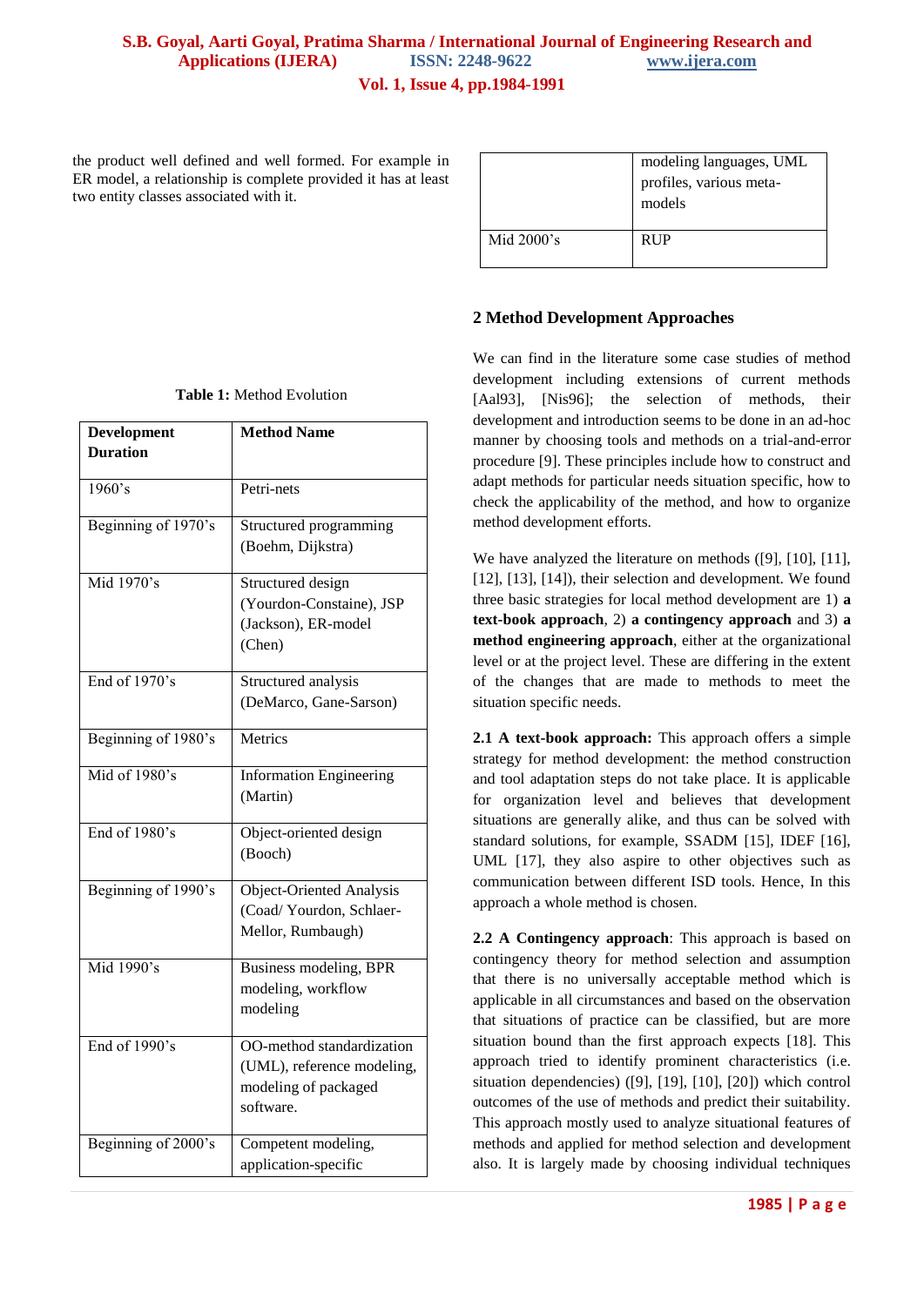the product well defined and well formed. For example in ER model, a relationship is complete provided it has at least two entity classes associated with it.

**Table 1:** Method Evolution

| Development Duration | Method Name |
|---|---|
| 1960's | Petri-nets |
| Beginning of 1970's | Structured programming (Boehm, Dijkstra) |
| Mid 1970's | Structured design (Yourdon-Constaine), JSP (Jackson), ER-model (Chen) |
| End of 1970's | Structured analysis (DeMarco, Gane-Sarson) |
| Beginning of 1980's | Metrics |
| Mid of 1980's | Information Engineering (Martin) |
| End of 1980's | Object-oriented design (Booch) |
| Beginning of 1990's | Object-Oriented Analysis (Coad/ Yourdon, Schlaer-Mellor, Rumbaugh) |
| Mid 1990's | Business modeling, BPR modeling, workflow modeling |
| End of 1990's | OO-method standardization (UML), reference modeling, modeling of packaged software. |
| Beginning of 2000's | Competent modeling, application-specific modeling languages, UML profiles, various meta-models |
| Mid 2000's | RUP |

## 2 Method Development Approaches

We can find in the literature some case studies of method development including extensions of current methods [Aal93], [Nis96]; the selection of methods, their development and introduction seems to be done in an ad-hoc manner by choosing tools and methods on a trial-and-error procedure [9]. These principles include how to construct and adapt methods for particular needs situation specific, how to check the applicability of the method, and how to organize method development efforts.

We have analyzed the literature on methods ([9], [10], [11], [12], [13], [14]), their selection and development. We found three basic strategies for local method development are 1) **a text-book approach**, 2) **a contingency approach** and 3) **a method engineering approach**, either at the organizational level or at the project level. These are differing in the extent of the changes that are made to methods to meet the situation specific needs.

**2.1 A text-book approach:** This approach offers a simple strategy for method development: the method construction and tool adaptation steps do not take place. It is applicable for organization level and believes that development situations are generally alike, and thus can be solved with standard solutions, for example, SSADM [15], IDEF [16], UML [17], they also aspire to other objectives such as communication between different ISD tools. Hence, In this approach a whole method is chosen.

**2.2 A Contingency approach**: This approach is based on contingency theory for method selection and assumption that there is no universally acceptable method which is applicable in all circumstances and based on the observation that situations of practice can be classified, but are more situation bound than the first approach expects [18]. This approach tried to identify prominent characteristics (i.e. situation dependencies) ([9], [19], [10], [20]) which control outcomes of the use of methods and predict their suitability. This approach mostly used to analyze situational features of methods and applied for method selection and development also. It is largely made by choosing individual techniques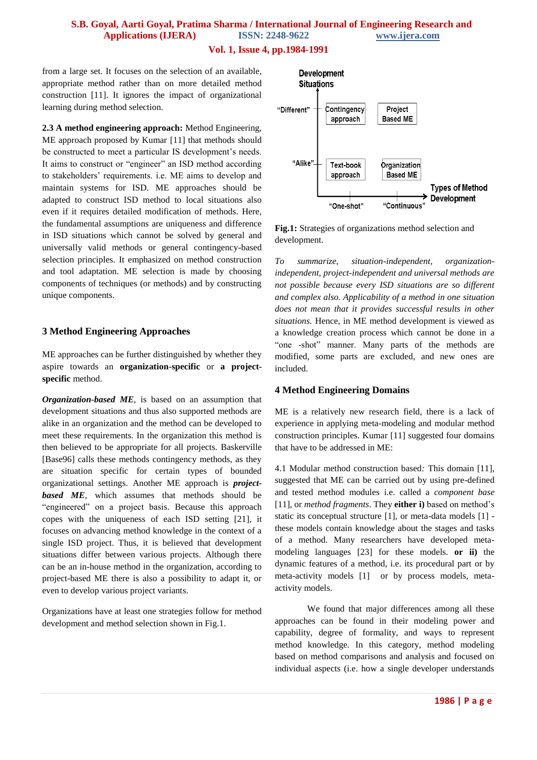from a large set. It focuses on the selection of an available, appropriate method rather than on more detailed method construction [11]. It ignores the impact of organizational learning during method selection.

**2.3 A method engineering approach:** Method Engineering, ME approach proposed by Kumar [11] that methods should be constructed to meet a particular IS development's needs. It aims to construct or "engineer" an ISD method according to stakeholders' requirements. i.e. ME aims to develop and maintain systems for ISD. ME approaches should be adapted to construct ISD method to local situations also even if it requires detailed modification of methods. Here, the fundamental assumptions are uniqueness and difference in ISD situations which cannot be solved by general and universally valid methods or general contingency-based selection principles. It emphasized on method construction and tool adaptation. ME selection is made by choosing components of techniques (or methods) and by constructing unique components.

## 3 Method Engineering Approaches

ME approaches can be further distinguished by whether they aspire towards an **organization-specific** or **a project-specific** method.

***Organization-based ME***, is based on an assumption that development situations and thus also supported methods are alike in an organization and the method can be developed to meet these requirements. In the organization this method is then believed to be appropriate for all projects. Baskerville [Base96] calls these methods contingency methods, as they are situation specific for certain types of bounded organizational settings. Another ME approach is ***project-based ME***, which assumes that methods should be "engineered" on a project basis. Because this approach copes with the uniqueness of each ISD setting [21], it focuses on advancing method knowledge in the context of a single ISD project. Thus, it is believed that development situations differ between various projects. Although there can be an in-house method in the organization, according to project-based ME there is also a possibility to adapt it, or even to develop various project variants.

Organizations have at least one strategies follow for method development and method selection shown in Fig.1.

| Development Situations | "One-shot" | "Continuous" |
|---|---|---|
| "Different" | Contingency approach | Project Based ME |
| "Alike" | Text-book approach | Organization Based ME |

(Horizontal axis: Types of Method Development)

**Fig.1:** Strategies of organizations method selection and development.

*To summarize, situation-independent, organization-independent, project-independent and universal methods are not possible because every ISD situations are so different and complex also. Applicability of a method in one situation does not mean that it provides successful results in other situations.* Hence, in ME method development is viewed as a knowledge creation process which cannot be done in a "one -shot" manner. Many parts of the methods are modified, some parts are excluded, and new ones are included.

## 4 Method Engineering Domains

ME is a relatively new research field, there is a lack of experience in applying meta-modeling and modular method construction principles. Kumar [11] suggested four domains that have to be addressed in ME:

4.1 Modular method construction based*:* This domain [11], suggested that ME can be carried out by using pre-defined and tested method modules i.e. called a *component base* [11], or *method fragments*. They **either i)** based on method's static its conceptual structure [1], or meta-data models [1] - these models contain knowledge about the stages and tasks of a method. Many researchers have developed meta-modeling languages [23] for these models. **or ii)** the dynamic features of a method, i.e. its procedural part or by meta-activity models [1] or by process models, meta-activity models.

We found that major differences among all these approaches can be found in their modeling power and capability, degree of formality, and ways to represent method knowledge. In this category, method modeling based on method comparisons and analysis and focused on individual aspects (i.e. how a single developer understands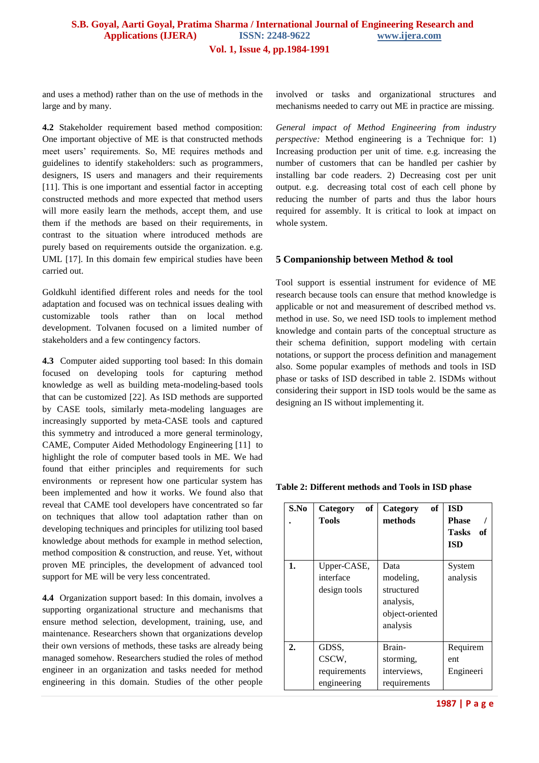and uses a method) rather than on the use of methods in the large and by many.

**4.2** Stakeholder requirement based method composition: One important objective of ME is that constructed methods meet users' requirements. So, ME requires methods and guidelines to identify stakeholders: such as programmers, designers, IS users and managers and their requirements [11]. This is one important and essential factor in accepting constructed methods and more expected that method users will more easily learn the methods, accept them, and use them if the methods are based on their requirements, in contrast to the situation where introduced methods are purely based on requirements outside the organization. e.g. UML [17]. In this domain few empirical studies have been carried out.

Goldkuhl identified different roles and needs for the tool adaptation and focused was on technical issues dealing with customizable tools rather than on local method development. Tolvanen focused on a limited number of stakeholders and a few contingency factors.

**4.3** Computer aided supporting tool based: In this domain focused on developing tools for capturing method knowledge as well as building meta-modeling-based tools that can be customized [22]. As ISD methods are supported by CASE tools, similarly meta-modeling languages are increasingly supported by meta-CASE tools and captured this symmetry and introduced a more general terminology, CAME, Computer Aided Methodology Engineering [11] to highlight the role of computer based tools in ME. We had found that either principles and requirements for such environments or represent how one particular system has been implemented and how it works. We found also that reveal that CAME tool developers have concentrated so far on techniques that allow tool adaptation rather than on developing techniques and principles for utilizing tool based knowledge about methods for example in method selection, method composition & construction, and reuse. Yet, without proven ME principles, the development of advanced tool support for ME will be very less concentrated.

**4.4** Organization support based: In this domain, involves a supporting organizational structure and mechanisms that ensure method selection, development, training, use, and maintenance. Researchers shown that organizations develop their own versions of methods, these tasks are already being managed somehow. Researchers studied the roles of method engineer in an organization and tasks needed for method engineering in this domain. Studies of the other people involved or tasks and organizational structures and mechanisms needed to carry out ME in practice are missing.

*General impact of Method Engineering from industry perspective:* Method engineering is a Technique for: 1) Increasing production per unit of time. e.g. increasing the number of customers that can be handled per cashier by installing bar code readers. 2) Decreasing cost per unit output. e.g. decreasing total cost of each cell phone by reducing the number of parts and thus the labor hours required for assembly. It is critical to look at impact on whole system.

## 5 Companionship between Method & tool

Tool support is essential instrument for evidence of ME research because tools can ensure that method knowledge is applicable or not and measurement of described method vs. method in use. So, we need ISD tools to implement method knowledge and contain parts of the conceptual structure as their schema definition, support modeling with certain notations, or support the process definition and management also. Some popular examples of methods and tools in ISD phase or tasks of ISD described in table 2. ISDMs without considering their support in ISD tools would be the same as designing an IS without implementing it.

**Table 2: Different methods and Tools in ISD phase**

| S.No. | Category of Tools | Category of methods | ISD Phase / Tasks of ISD |
|---|---|---|---|
| 1. | Upper-CASE, interface design tools | Data modeling, structured analysis, object-oriented analysis | System analysis |
| 2. | GDSS, CSCW, requirements engineering | Brain-storming, interviews, requirements | Requirement Engineeri |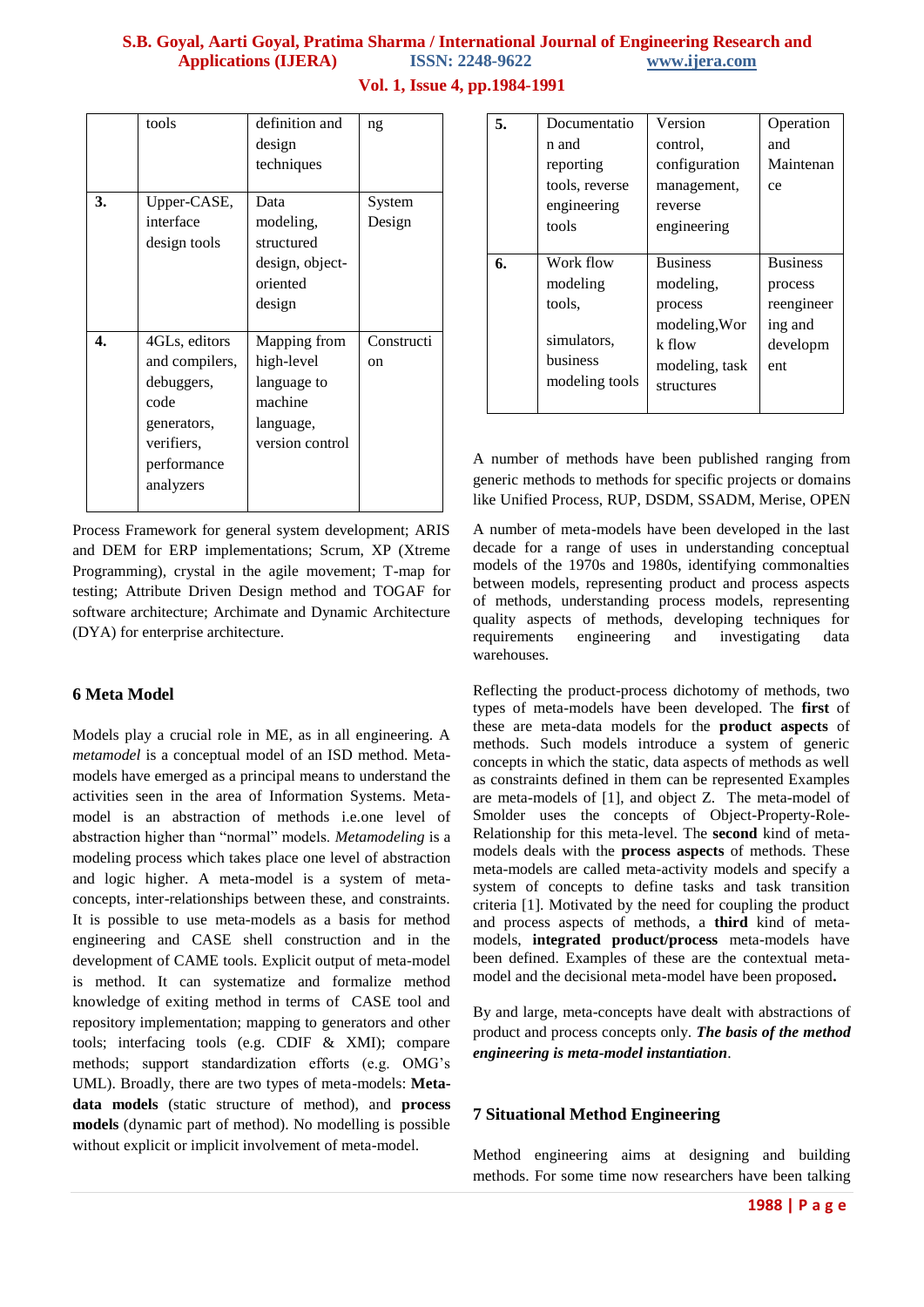|  | tools | definition and design techniques | ng |
|---|---|---|---|
| **3.** | Upper-CASE, interface design tools | Data modeling, structured design, object-oriented design | System Design |
| **4.** | 4GLs, editors and compilers, debuggers, code generators, verifiers, performance analyzers | Mapping from high-level language to machine language, version control | Construction |
| **5.** | Documentation and reporting tools, reverse engineering tools | Version control, configuration management, reverse engineering | Operation and Maintenance |
| **6.** | Work flow modeling tools, simulators, business modeling tools | Business modeling, process modeling, Work flow modeling, task structures | Business process reengineering and development |

A number of methods have been published ranging from generic methods to methods for specific projects or domains like Unified Process, RUP, DSDM, SSADM, Merise, OPEN Process Framework for general system development; ARIS and DEM for ERP implementations; Scrum, XP (Xtreme Programming), crystal in the agile movement; T-map for testing; Attribute Driven Design method and TOGAF for software architecture; Archimate and Dynamic Architecture (DYA) for enterprise architecture.

## 6 Meta Model

Models play a crucial role in ME, as in all engineering. A *metamodel* is a conceptual model of an ISD method. Meta-models have emerged as a principal means to understand the activities seen in the area of Information Systems. Meta-model is an abstraction of methods i.e.one level of abstraction higher than "normal" models. *Metamodeling* is a modeling process which takes place one level of abstraction and logic higher. A meta-model is a system of meta-concepts, inter-relationships between these, and constraints. It is possible to use meta-models as a basis for method engineering and CASE shell construction and in the development of CAME tools. Explicit output of meta-model is method. It can systematize and formalize method knowledge of exiting method in terms of CASE tool and repository implementation; mapping to generators and other tools; interfacing tools (e.g. CDIF & XMI); compare methods; support standardization efforts (e.g. OMG's UML). Broadly, there are two types of meta-models: **Meta-data models** (static structure of method), and **process models** (dynamic part of method). No modelling is possible without explicit or implicit involvement of meta-model.

A number of meta-models have been developed in the last decade for a range of uses in understanding conceptual models of the 1970s and 1980s, identifying commonalties between models, representing product and process aspects of methods, understanding process models, representing quality aspects of methods, developing techniques for requirements engineering and investigating data warehouses.

Reflecting the product-process dichotomy of methods, two types of meta-models have been developed. The **first** of these are meta-data models for the **product aspects** of methods. Such models introduce a system of generic concepts in which the static, data aspects of methods as well as constraints defined in them can be represented Examples are meta-models of [1], and object Z. The meta-model of Smolder uses the concepts of Object-Property-Role-Relationship for this meta-level. The **second** kind of meta-models deals with the **process aspects** of methods. These meta-models are called meta-activity models and specify a system of concepts to define tasks and task transition criteria [1]. Motivated by the need for coupling the product and process aspects of methods, a **third** kind of meta-models, **integrated product/process** meta-models have been defined. Examples of these are the contextual meta-model and the decisional meta-model have been proposed**.**

By and large, meta-concepts have dealt with abstractions of product and process concepts only. ***The basis of the method engineering is meta-model instantiation***.

## 7 Situational Method Engineering

Method engineering aims at designing and building methods. For some time now researchers have been talking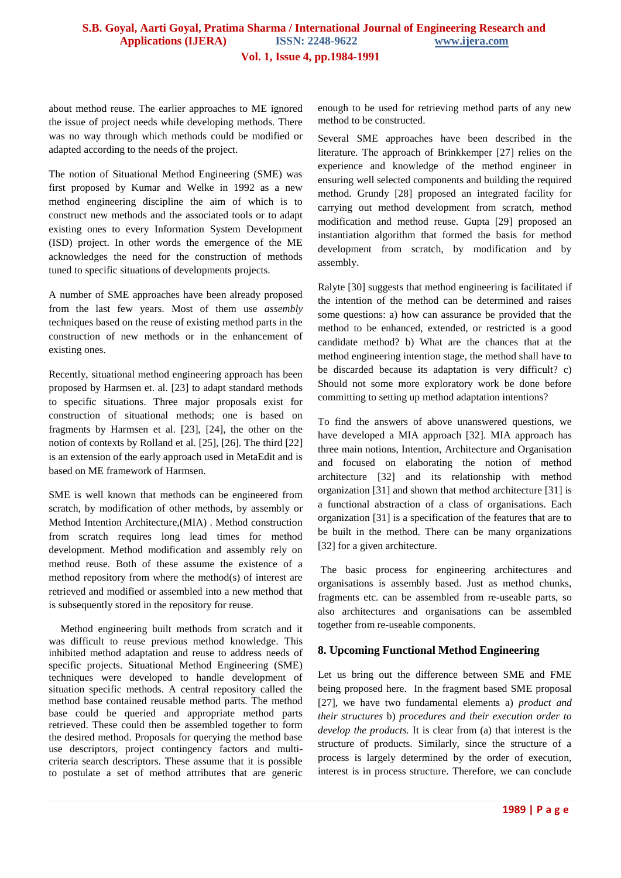about method reuse. The earlier approaches to ME ignored the issue of project needs while developing methods. There was no way through which methods could be modified or adapted according to the needs of the project.

The notion of Situational Method Engineering (SME) was first proposed by Kumar and Welke in 1992 as a new method engineering discipline the aim of which is to construct new methods and the associated tools or to adapt existing ones to every Information System Development (ISD) project. In other words the emergence of the ME acknowledges the need for the construction of methods tuned to specific situations of developments projects.

A number of SME approaches have been already proposed from the last few years. Most of them use *assembly* techniques based on the reuse of existing method parts in the construction of new methods or in the enhancement of existing ones.

Recently, situational method engineering approach has been proposed by Harmsen et. al. [23] to adapt standard methods to specific situations. Three major proposals exist for construction of situational methods; one is based on fragments by Harmsen et al. [23], [24], the other on the notion of contexts by Rolland et al. [25], [26]. The third [22] is an extension of the early approach used in MetaEdit and is based on ME framework of Harmsen.

SME is well known that methods can be engineered from scratch, by modification of other methods, by assembly or Method Intention Architecture,(MIA) . Method construction from scratch requires long lead times for method development. Method modification and assembly rely on method reuse. Both of these assume the existence of a method repository from where the method(s) of interest are retrieved and modified or assembled into a new method that is subsequently stored in the repository for reuse.

Method engineering built methods from scratch and it was difficult to reuse previous method knowledge. This inhibited method adaptation and reuse to address needs of specific projects. Situational Method Engineering (SME) techniques were developed to handle development of situation specific methods. A central repository called the method base contained reusable method parts. The method base could be queried and appropriate method parts retrieved. These could then be assembled together to form the desired method. Proposals for querying the method base use descriptors, project contingency factors and multi-criteria search descriptors. These assume that it is possible to postulate a set of method attributes that are generic enough to be used for retrieving method parts of any new method to be constructed.

Several SME approaches have been described in the literature. The approach of Brinkkemper [27] relies on the experience and knowledge of the method engineer in ensuring well selected components and building the required method. Grundy [28] proposed an integrated facility for carrying out method development from scratch, method modification and method reuse. Gupta [29] proposed an instantiation algorithm that formed the basis for method development from scratch, by modification and by assembly.

Ralyte [30] suggests that method engineering is facilitated if the intention of the method can be determined and raises some questions: a) how can assurance be provided that the method to be enhanced, extended, or restricted is a good candidate method? b) What are the chances that at the method engineering intention stage, the method shall have to be discarded because its adaptation is very difficult? c) Should not some more exploratory work be done before committing to setting up method adaptation intentions?

To find the answers of above unanswered questions, we have developed a MIA approach [32]. MIA approach has three main notions, Intention, Architecture and Organisation and focused on elaborating the notion of method architecture [32] and its relationship with method organization [31] and shown that method architecture [31] is a functional abstraction of a class of organisations. Each organization [31] is a specification of the features that are to be built in the method. There can be many organizations [32] for a given architecture.

The basic process for engineering architectures and organisations is assembly based. Just as method chunks, fragments etc. can be assembled from re-useable parts, so also architectures and organisations can be assembled together from re-useable components.

## 8. Upcoming Functional Method Engineering

Let us bring out the difference between SME and FME being proposed here. In the fragment based SME proposal [27], we have two fundamental elements a) *product and their structures* b) *procedures and their execution order to develop the products.* It is clear from (a) that interest is the structure of products. Similarly, since the structure of a process is largely determined by the order of execution, interest is in process structure. Therefore, we can conclude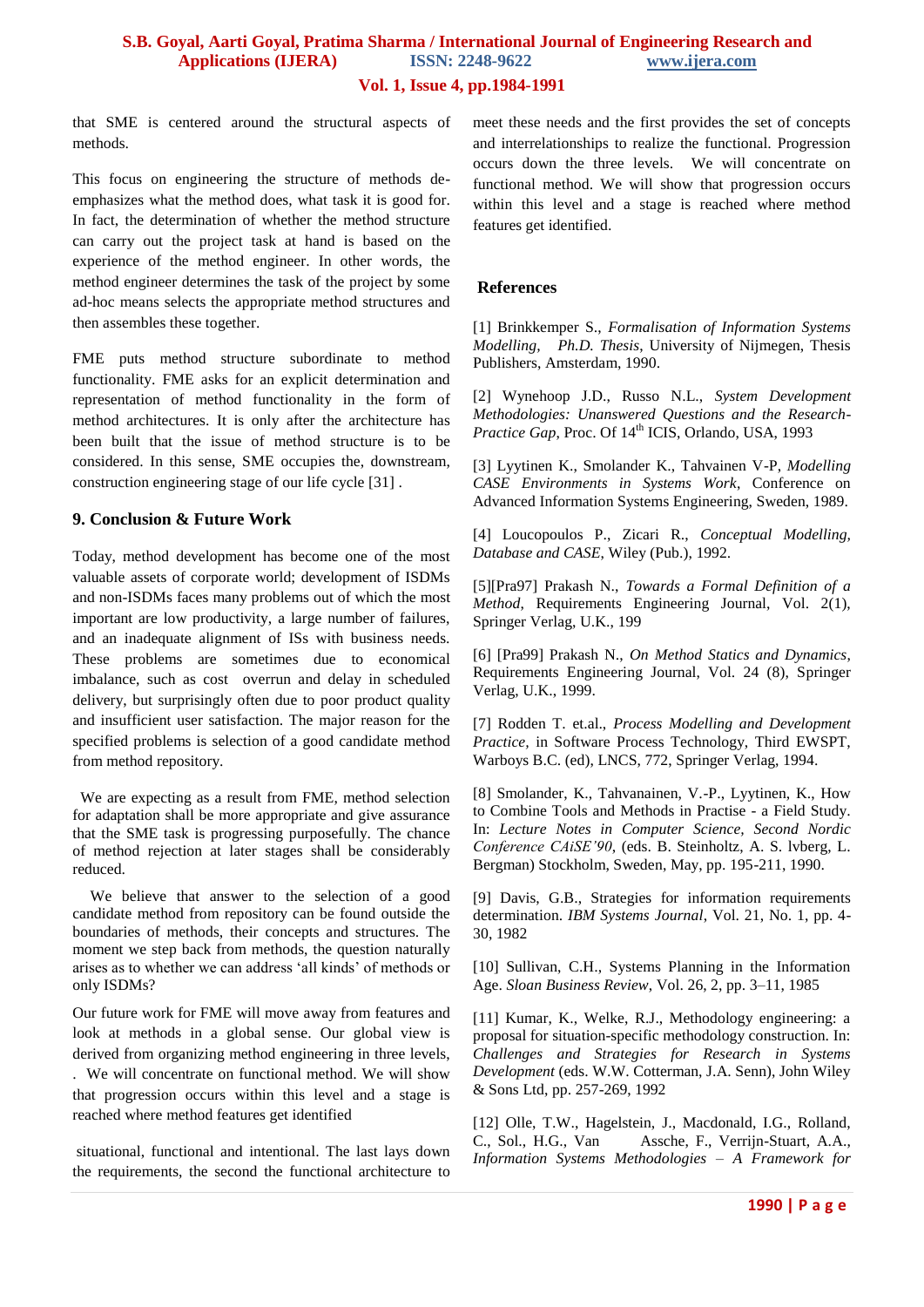that SME is centered around the structural aspects of methods.

This focus on engineering the structure of methods de-emphasizes what the method does, what task it is good for. In fact, the determination of whether the method structure can carry out the project task at hand is based on the experience of the method engineer. In other words, the method engineer determines the task of the project by some ad-hoc means selects the appropriate method structures and then assembles these together.

FME puts method structure subordinate to method functionality. FME asks for an explicit determination and representation of method functionality in the form of method architectures. It is only after the architecture has been built that the issue of method structure is to be considered. In this sense, SME occupies the, downstream, construction engineering stage of our life cycle [31] .

## 9. Conclusion & Future Work

Today, method development has become one of the most valuable assets of corporate world; development of ISDMs and non-ISDMs faces many problems out of which the most important are low productivity, a large number of failures, and an inadequate alignment of ISs with business needs. These problems are sometimes due to economical imbalance, such as cost overrun and delay in scheduled delivery, but surprisingly often due to poor product quality and insufficient user satisfaction. The major reason for the specified problems is selection of a good candidate method from method repository.

We are expecting as a result from FME, method selection for adaptation shall be more appropriate and give assurance that the SME task is progressing purposefully. The chance of method rejection at later stages shall be considerably reduced.

We believe that answer to the selection of a good candidate method from repository can be found outside the boundaries of methods, their concepts and structures. The moment we step back from methods, the question naturally arises as to whether we can address 'all kinds' of methods or only ISDMs?

Our future work for FME will move away from features and look at methods in a global sense. Our global view is derived from organizing method engineering in three levels, . We will concentrate on functional method. We will show that progression occurs within this level and a stage is reached where method features get identified

situational, functional and intentional. The last lays down the requirements, the second the functional architecture to meet these needs and the first provides the set of concepts and interrelationships to realize the functional. Progression occurs down the three levels. We will concentrate on functional method. We will show that progression occurs within this level and a stage is reached where method features get identified.

## References

[1] Brinkkemper S., *Formalisation of Information Systems Modelling, Ph.D. Thesis*, University of Nijmegen, Thesis Publishers, Amsterdam, 1990.

[2] Wynehoop J.D., Russo N.L., *System Development Methodologies: Unanswered Questions and the Research-Practice Gap*, Proc. Of 14th ICIS, Orlando, USA, 1993

[3] Lyytinen K., Smolander K., Tahvainen V-P, *Modelling CASE Environments in Systems Work*, Conference on Advanced Information Systems Engineering, Sweden, 1989.

[4] Loucopoulos P., Zicari R., *Conceptual Modelling, Database and CASE*, Wiley (Pub.), 1992.

[5][Pra97] Prakash N., *Towards a Formal Definition of a Method*, Requirements Engineering Journal, Vol. 2(1), Springer Verlag, U.K., 199

[6] [Pra99] Prakash N., *On Method Statics and Dynamics*, Requirements Engineering Journal, Vol. 24 (8), Springer Verlag, U.K., 1999.

[7] Rodden T. et.al., *Process Modelling and Development Practice*, in Software Process Technology, Third EWSPT, Warboys B.C. (ed), LNCS, 772, Springer Verlag, 1994.

[8] Smolander, K., Tahvanainen, V.-P., Lyytinen, K., How to Combine Tools and Methods in Practise - a Field Study. In: *Lecture Notes in Computer Science, Second Nordic Conference CAiSE'90*, (eds. B. Steinholtz, A. S. lvberg, L. Bergman) Stockholm, Sweden, May, pp. 195-211, 1990.

[9] Davis, G.B., Strategies for information requirements determination. *IBM Systems Journal*, Vol. 21, No. 1, pp. 4-30, 1982

[10] Sullivan, C.H., Systems Planning in the Information Age. *Sloan Business Review*, Vol. 26, 2, pp. 3–11, 1985

[11] Kumar, K., Welke, R.J., Methodology engineering: a proposal for situation-specific methodology construction. In: *Challenges and Strategies for Research in Systems Development* (eds. W.W. Cotterman, J.A. Senn), John Wiley & Sons Ltd, pp. 257-269, 1992

[12] Olle, T.W., Hagelstein, J., Macdonald, I.G., Rolland, C., Sol., H.G., Van Assche, F., Verrijn-Stuart, A.A., *Information Systems Methodologies – A Framework for*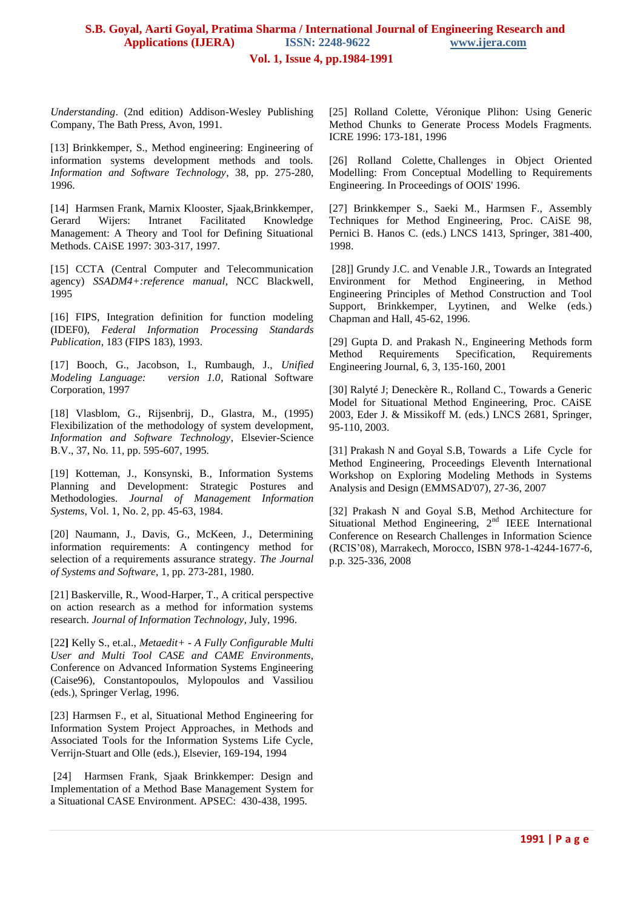*Understanding*. (2nd edition) Addison-Wesley Publishing Company, The Bath Press, Avon, 1991.

[13] Brinkkemper, S., Method engineering: Engineering of information systems development methods and tools. *Information and Software Technology*, 38, pp. 275-280, 1996.

[14] Harmsen Frank, Marnix Klooster, Sjaak,Brinkkemper, Gerard Wijers: Intranet Facilitated Knowledge Management: A Theory and Tool for Defining Situational Methods. CAiSE 1997: 303-317, 1997.

[15] CCTA (Central Computer and Telecommunication agency) *SSADM4+:reference manual*, NCC Blackwell, 1995

[16] FIPS, Integration definition for function modeling (IDEF0), *Federal Information Processing Standards Publication*, 183 (FIPS 183), 1993.

[17] Booch, G., Jacobson, I., Rumbaugh, J., *Unified Modeling Language: version 1.0*, Rational Software Corporation, 1997

[18] Vlasblom, G., Rijsenbrij, D., Glastra, M., (1995) Flexibilization of the methodology of system development, *Information and Software Technology*, Elsevier-Science B.V., 37, No. 11, pp. 595-607, 1995.

[19] Kotteman, J., Konsynski, B., Information Systems Planning and Development: Strategic Postures and Methodologies. *Journal of Management Information Systems*, Vol. 1, No. 2, pp. 45-63, 1984.

[20] Naumann, J., Davis, G., McKeen, J., Determining information requirements: A contingency method for selection of a requirements assurance strategy. *The Journal of Systems and Software*, 1, pp. 273-281, 1980.

[21] Baskerville, R., Wood-Harper, T., A critical perspective on action research as a method for information systems research. *Journal of Information Technology*, July, 1996.

[22] Kelly S., et.al., *Metaedit+ - A Fully Configurable Multi User and Multi Tool CASE and CAME Environments*, Conference on Advanced Information Systems Engineering (Caise96), Constantopoulos, Mylopoulos and Vassiliou (eds.), Springer Verlag, 1996.

[23] Harmsen F., et al, Situational Method Engineering for Information System Project Approaches, in Methods and Associated Tools for the Information Systems Life Cycle, Verrijn-Stuart and Olle (eds.), Elsevier, 169-194, 1994

[24] Harmsen Frank, Sjaak Brinkkemper: Design and Implementation of a Method Base Management System for a Situational CASE Environment. APSEC: 430-438, 1995.

[25] Rolland Colette, Véronique Plihon: Using Generic Method Chunks to Generate Process Models Fragments. ICRE 1996: 173-181, 1996

[26] Rolland Colette, Challenges in Object Oriented Modelling: From Conceptual Modelling to Requirements Engineering. In Proceedings of OOIS' 1996.

[27] Brinkkemper S., Saeki M., Harmsen F., Assembly Techniques for Method Engineering, Proc. CAiSE 98, Pernici B. Hanos C. (eds.) LNCS 1413, Springer, 381-400, 1998.

[28]] Grundy J.C. and Venable J.R., Towards an Integrated Environment for Method Engineering, in Method Engineering Principles of Method Construction and Tool Support, Brinkkemper, Lyytinen, and Welke (eds.) Chapman and Hall, 45-62, 1996.

[29] Gupta D. and Prakash N., Engineering Methods form Method Requirements Specification, Requirements Engineering Journal, 6, 3, 135-160, 2001

[30] Ralyté J; Deneckère R., Rolland C., Towards a Generic Model for Situational Method Engineering, Proc. CAiSE 2003, Eder J. & Missikoff M. (eds.) LNCS 2681, Springer, 95-110, 2003.

[31] Prakash N and Goyal S.B, Towards a Life Cycle for Method Engineering, Proceedings Eleventh International Workshop on Exploring Modeling Methods in Systems Analysis and Design (EMMSAD'07), 27-36, 2007

[32] Prakash N and Goyal S.B, Method Architecture for Situational Method Engineering, 2nd IEEE International Conference on Research Challenges in Information Science (RCIS'08), Marrakech, Morocco, ISBN 978-1-4244-1677-6, p.p. 325-336, 2008